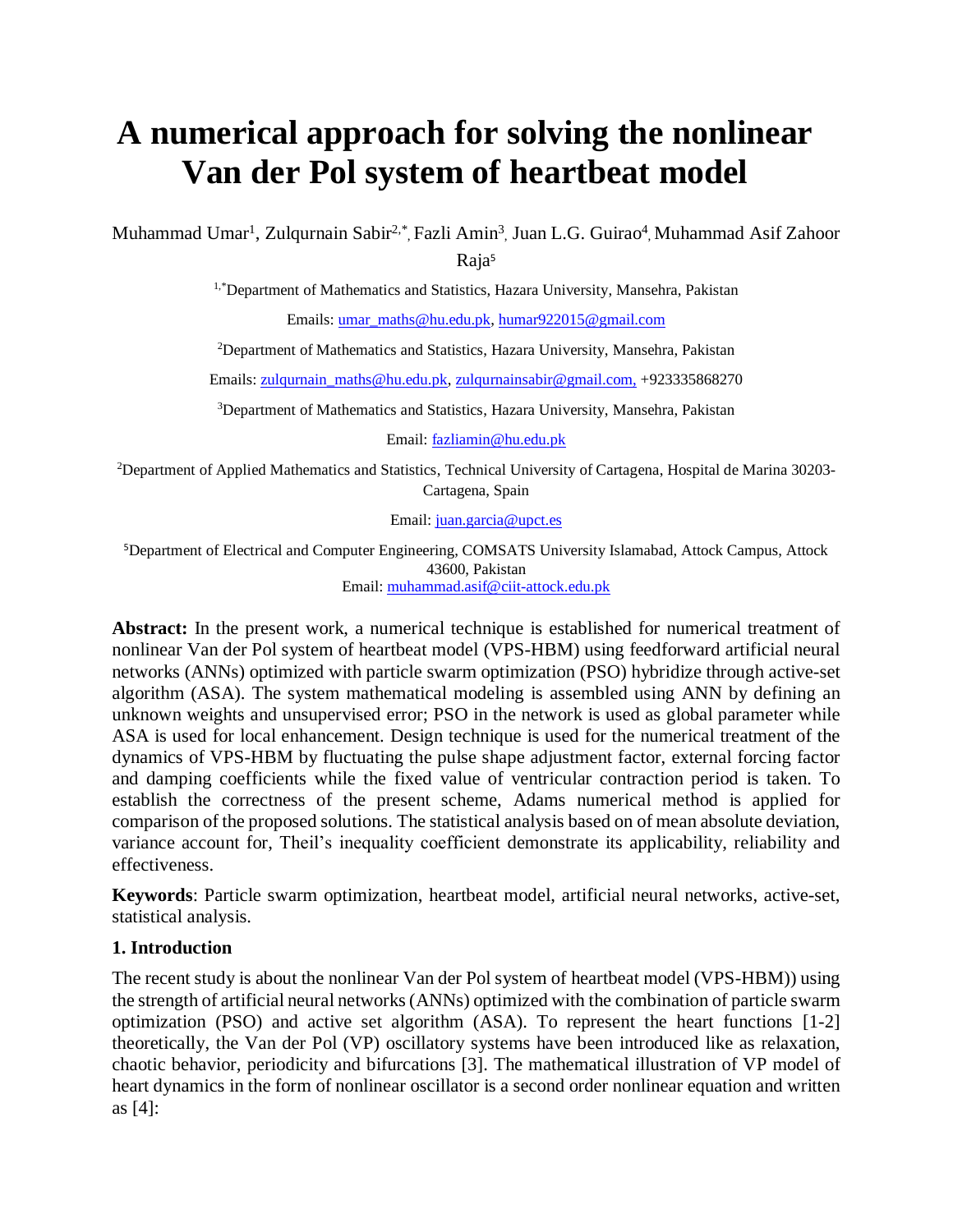# A numerical approach for solving the nonlinear Van der Pol system of heartbeat model

Muhammad Umar[1], Zulqurnain Sabir[2,*], Fazli Amin[3], Juan L.G. Guirao[4], Muhammad Asif Zahoor Raja[5]

[1,*]Department of Mathematics and Statistics, Hazara University, Mansehra, Pakistan

Emails: umar_maths@hu.edu.pk, humar922015@gmail.com

[2]Department of Mathematics and Statistics, Hazara University, Mansehra, Pakistan

Emails: zulqurnain_maths@hu.edu.pk, zulqurnainsabir@gmail.com, +923335868270

[3]Department of Mathematics and Statistics, Hazara University, Mansehra, Pakistan

Email: fazliamin@hu.edu.pk

[2]Department of Applied Mathematics and Statistics, Technical University of Cartagena, Hospital de Marina 30203-Cartagena, Spain

Email: juan.garcia@upct.es

[5]Department of Electrical and Computer Engineering, COMSATS University Islamabad, Attock Campus, Attock 43600, Pakistan

Email: muhammad.asif@ciit-attock.edu.pk

**Abstract:** In the present work, a numerical technique is established for numerical treatment of nonlinear Van der Pol system of heartbeat model (VPS-HBM) using feedforward artificial neural networks (ANNs) optimized with particle swarm optimization (PSO) hybridize through active-set algorithm (ASA). The system mathematical modeling is assembled using ANN by defining an unknown weights and unsupervised error; PSO in the network is used as global parameter while ASA is used for local enhancement. Design technique is used for the numerical treatment of the dynamics of VPS-HBM by fluctuating the pulse shape adjustment factor, external forcing factor and damping coefficients while the fixed value of ventricular contraction period is taken. To establish the correctness of the present scheme, Adams numerical method is applied for comparison of the proposed solutions. The statistical analysis based on of mean absolute deviation, variance account for, Theil's inequality coefficient demonstrate its applicability, reliability and effectiveness.

**Keywords**: Particle swarm optimization, heartbeat model, artificial neural networks, active-set, statistical analysis.

## 1. Introduction

The recent study is about the nonlinear Van der Pol system of heartbeat model (VPS-HBM)) using the strength of artificial neural networks (ANNs) optimized with the combination of particle swarm optimization (PSO) and active set algorithm (ASA). To represent the heart functions [1-2] theoretically, the Van der Pol (VP) oscillatory systems have been introduced like as relaxation, chaotic behavior, periodicity and bifurcations [3]. The mathematical illustration of VP model of heart dynamics in the form of nonlinear oscillator is a second order nonlinear equation and written as [4]: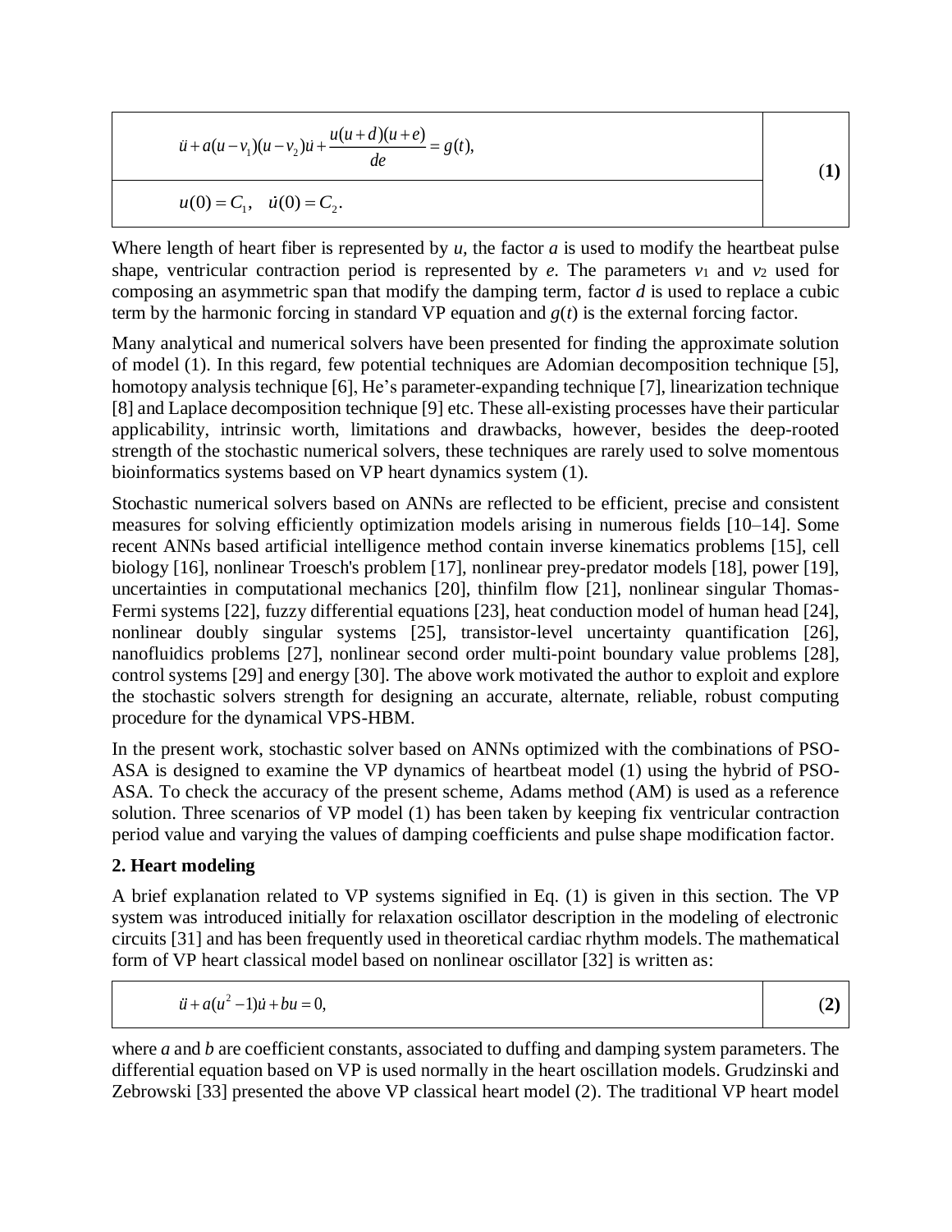$$
\begin{aligned}
&\ddot{u}+a(u-v_1)(u-v_2)\dot{u}+\frac{u(u+d)(u+e)}{de}=g(t), \\
&u(0)=C_1, \quad \dot{u}(0)=C_2.
\end{aligned}
\tag{1}
$$

Where length of heart fiber is represented by $u$, the factor $a$ is used to modify the heartbeat pulse shape, ventricular contraction period is represented by $e$. The parameters $v_1$ and $v_2$ used for composing an asymmetric span that modify the damping term, factor $d$ is used to replace a cubic term by the harmonic forcing in standard VP equation and $g(t)$ is the external forcing factor.

Many analytical and numerical solvers have been presented for finding the approximate solution of model (1). In this regard, few potential techniques are Adomian decomposition technique [5], homotopy analysis technique [6], He's parameter-expanding technique [7], linearization technique [8] and Laplace decomposition technique [9] etc. These all-existing processes have their particular applicability, intrinsic worth, limitations and drawbacks, however, besides the deep-rooted strength of the stochastic numerical solvers, these techniques are rarely used to solve momentous bioinformatics systems based on VP heart dynamics system (1).

Stochastic numerical solvers based on ANNs are reflected to be efficient, precise and consistent measures for solving efficiently optimization models arising in numerous fields [10–14]. Some recent ANNs based artificial intelligence method contain inverse kinematics problems [15], cell biology [16], nonlinear Troesch's problem [17], nonlinear prey-predator models [18], power [19], uncertainties in computational mechanics [20], thinfilm flow [21], nonlinear singular Thomas-Fermi systems [22], fuzzy differential equations [23], heat conduction model of human head [24], nonlinear doubly singular systems [25], transistor-level uncertainty quantification [26], nanofluidics problems [27], nonlinear second order multi-point boundary value problems [28], control systems [29] and energy [30]. The above work motivated the author to exploit and explore the stochastic solvers strength for designing an accurate, alternate, reliable, robust computing procedure for the dynamical VPS-HBM.

In the present work, stochastic solver based on ANNs optimized with the combinations of PSO-ASA is designed to examine the VP dynamics of heartbeat model (1) using the hybrid of PSO-ASA. To check the accuracy of the present scheme, Adams method (AM) is used as a reference solution. Three scenarios of VP model (1) has been taken by keeping fix ventricular contraction period value and varying the values of damping coefficients and pulse shape modification factor.

## 2. Heart modeling

A brief explanation related to VP systems signified in Eq. (1) is given in this section. The VP system was introduced initially for relaxation oscillator description in the modeling of electronic circuits [31] and has been frequently used in theoretical cardiac rhythm models. The mathematical form of VP heart classical model based on nonlinear oscillator [32] is written as:

$$
\ddot{u}+a(u^2-1)\dot{u}+bu=0,
\tag{2}
$$

where $a$ and $b$ are coefficient constants, associated to duffing and damping system parameters. The differential equation based on VP is used normally in the heart oscillation models. Grudzinski and Zebrowski [33] presented the above VP classical heart model (2). The traditional VP heart model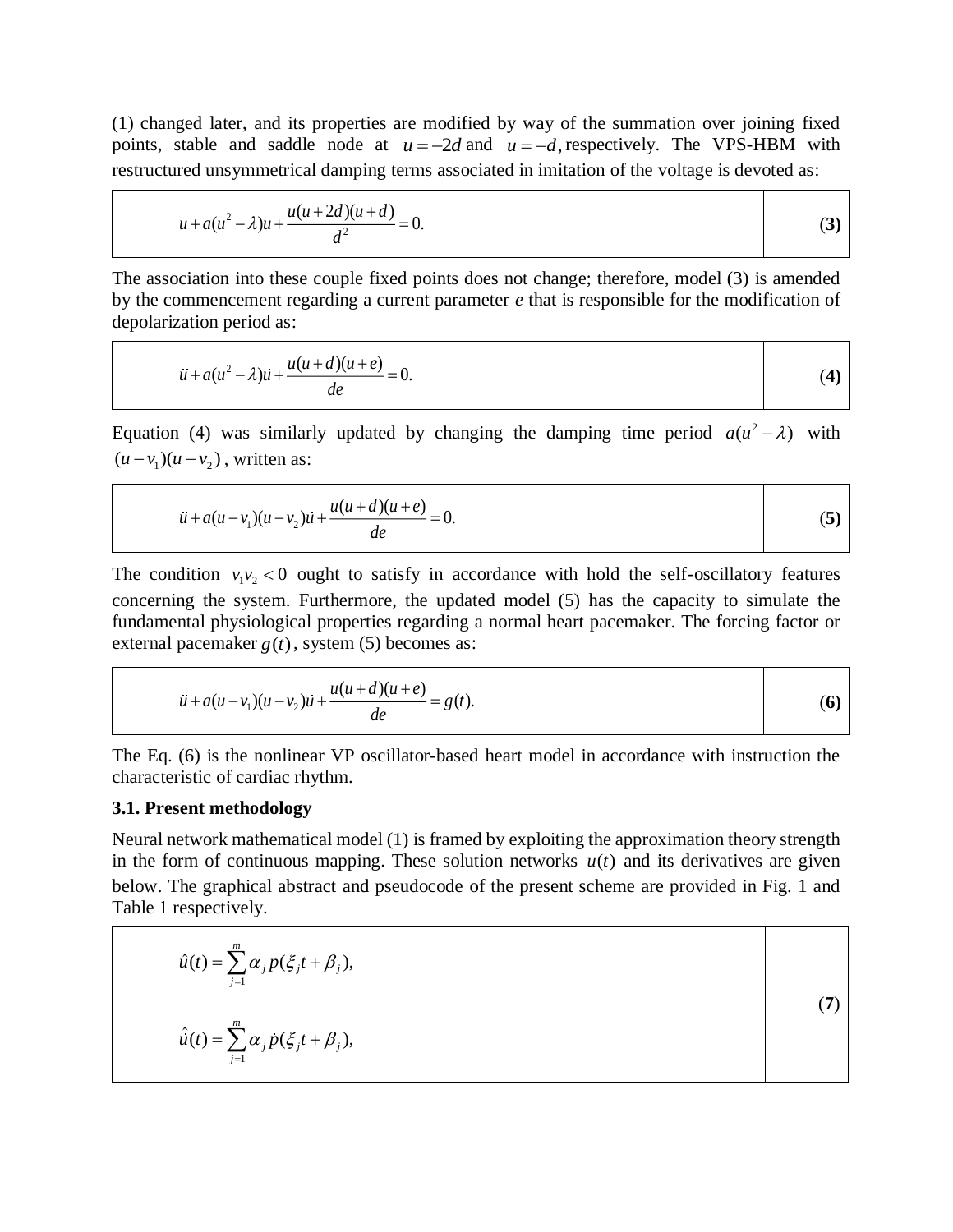(1) changed later, and its properties are modified by way of the summation over joining fixed points, stable and saddle node at $u = -2d$ and $u = -d$, respectively. The VPS-HBM with restructured unsymmetrical damping terms associated in imitation of the voltage is devoted as:

$$\ddot{u} + a(u^2 - \lambda)\dot{u} + \frac{u(u+2d)(u+d)}{d^2} = 0. \tag{3}$$

The association into these couple fixed points does not change; therefore, model (3) is amended by the commencement regarding a current parameter *e* that is responsible for the modification of depolarization period as:

$$\ddot{u} + a(u^2 - \lambda)\dot{u} + \frac{u(u+d)(u+e)}{de} = 0. \tag{4}$$

Equation (4) was similarly updated by changing the damping time period $a(u^2 - \lambda)$ with $(u - v_1)(u - v_2)$, written as:

$$\ddot{u} + a(u - v_1)(u - v_2)\dot{u} + \frac{u(u+d)(u+e)}{de} = 0. \tag{5}$$

The condition $v_1 v_2 < 0$ ought to satisfy in accordance with hold the self-oscillatory features concerning the system. Furthermore, the updated model (5) has the capacity to simulate the fundamental physiological properties regarding a normal heart pacemaker. The forcing factor or external pacemaker $g(t)$, system (5) becomes as:

$$\ddot{u} + a(u - v_1)(u - v_2)\dot{u} + \frac{u(u+d)(u+e)}{de} = g(t). \tag{6}$$

The Eq. (6) is the nonlinear VP oscillator-based heart model in accordance with instruction the characteristic of cardiac rhythm.

### 3.1. Present methodology

Neural network mathematical model (1) is framed by exploiting the approximation theory strength in the form of continuous mapping. These solution networks $u(t)$ and its derivatives are given below. The graphical abstract and pseudocode of the present scheme are provided in Fig. 1 and Table 1 respectively.

$$\hat{u}(t) = \sum_{j=1}^{m} \alpha_j p(\xi_j t + \beta_j),$$

$$\hat{\dot{u}}(t) = \sum_{j=1}^{m} \alpha_j \dot{p}(\xi_j t + \beta_j), \tag{7}$$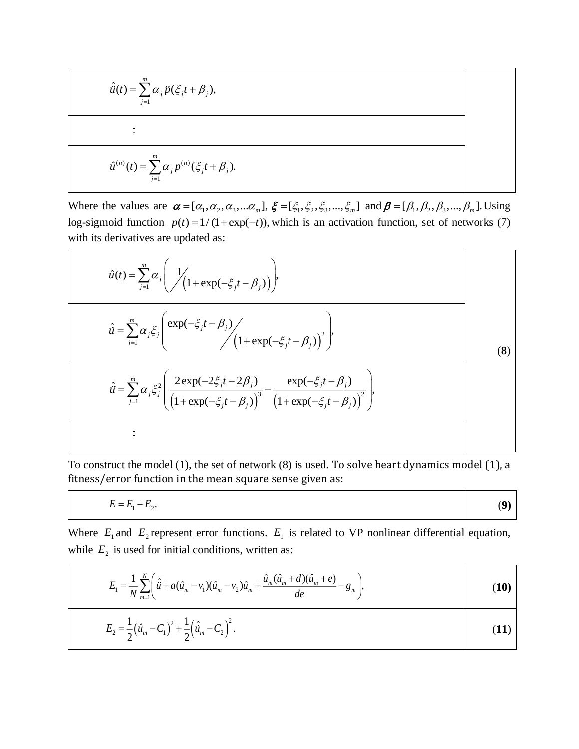$$\hat{u}(t) = \sum_{j=1}^{m} \alpha_j \ddot{p}(\xi_j t + \beta_j),$$

$$\vdots$$

$$\hat{u}^{(n)}(t) = \sum_{j=1}^{m} \alpha_j p^{(n)}(\xi_j t + \beta_j).$$

Where the values are $\boldsymbol{\alpha} = [\alpha_1, \alpha_2, \alpha_3, ...\alpha_m]$, $\boldsymbol{\xi} = [\xi_1, \xi_2, \xi_3, ..., \xi_m]$ and $\boldsymbol{\beta} = [\beta_1, \beta_2, \beta_3, ..., \beta_m]$. Using log-sigmoid function $p(t) = 1/(1+\exp(-t))$, which is an activation function, set of networks (7) with its derivatives are updated as:

$$\hat{u}(t) = \sum_{j=1}^{m} \alpha_j \left( 1 \Big/ \left(1+\exp(-\xi_j t - \beta_j)\right) \right),$$

$$\hat{\dot{u}} = \sum_{j=1}^{m} \alpha_j \xi_j \left( \exp(-\xi_j t - \beta_j) \Big/ \left(1+\exp(-\xi_j t - \beta_j)\right)^2 \right),$$

$$\hat{\ddot{u}} = \sum_{j=1}^{m} \alpha_j \xi_j^2 \left( \frac{2\exp(-2\xi_j t - 2\beta_j)}{\left(1+\exp(-\xi_j t - \beta_j)\right)^3} - \frac{\exp(-\xi_j t - \beta_j)}{\left(1+\exp(-\xi_j t - \beta_j)\right)^2} \right), \tag{8}$$

$$\vdots$$

To construct the model (1), the set of network (8) is used. To solve heart dynamics model (1), a fitness/error function in the mean square sense given as:

$$E = E_1 + E_2. \tag{9}$$

Where $E_1$ and $E_2$ represent error functions. $E_1$ is related to VP nonlinear differential equation, while $E_2$ is used for initial conditions, written as:

$$E_1 = \frac{1}{N} \sum_{m=1}^{N} \left( \hat{\ddot{u}} + a(\hat{u}_m - v_1)(\hat{u}_m - v_2)\hat{\dot{u}}_m + \frac{\hat{u}_m(\hat{u}_m + d)(\hat{u}_m + e)}{de} - g_m \right), \tag{10}$$

$$E_2 = \frac{1}{2}\left(\hat{u}_m - C_1\right)^2 + \frac{1}{2}\left(\hat{\dot{u}}_m - C_2\right)^2. \tag{11}$$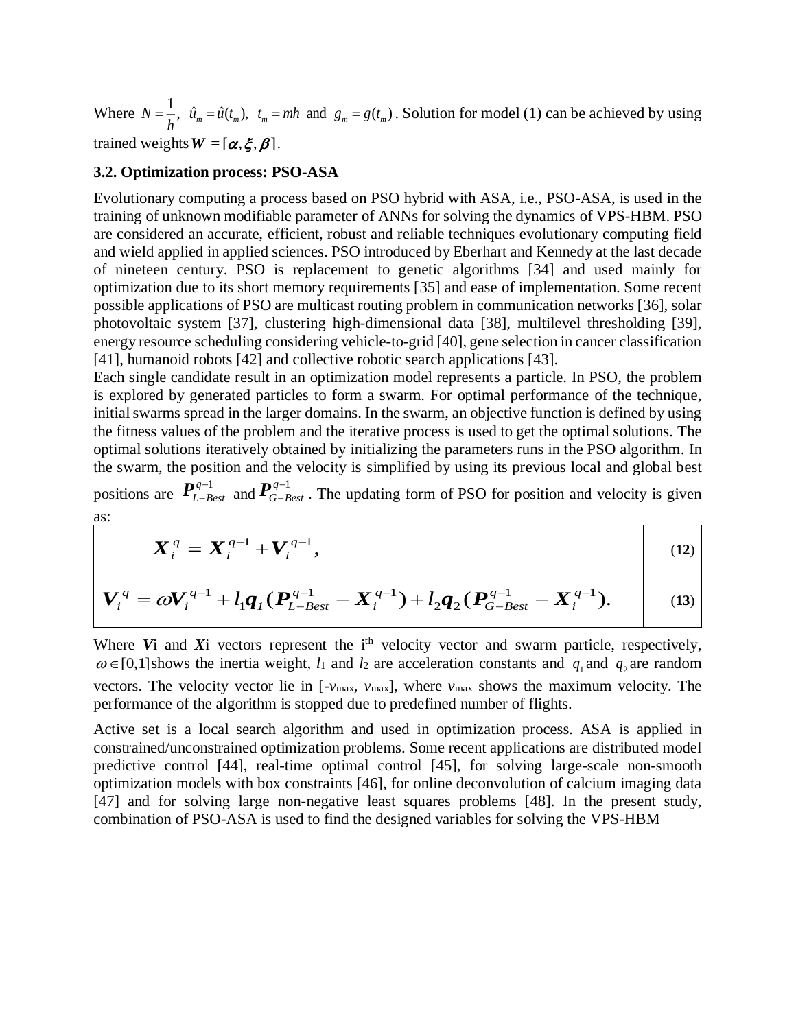Where $N = \frac{1}{h}$, $\hat{u}_m = \hat{u}(t_m)$, $t_m = mh$ and $g_m = g(t_m)$. Solution for model (1) can be achieved by using trained weights $\boldsymbol{W} = [\boldsymbol{\alpha}, \boldsymbol{\xi}, \boldsymbol{\beta}]$.

### 3.2. Optimization process: PSO-ASA

Evolutionary computing a process based on PSO hybrid with ASA, i.e., PSO-ASA, is used in the training of unknown modifiable parameter of ANNs for solving the dynamics of VPS-HBM. PSO are considered an accurate, efficient, robust and reliable techniques evolutionary computing field and wield applied in applied sciences. PSO introduced by Eberhart and Kennedy at the last decade of nineteen century. PSO is replacement to genetic algorithms [34] and used mainly for optimization due to its short memory requirements [35] and ease of implementation. Some recent possible applications of PSO are multicast routing problem in communication networks [36], solar photovoltaic system [37], clustering high-dimensional data [38], multilevel thresholding [39], energy resource scheduling considering vehicle-to-grid [40], gene selection in cancer classification [41], humanoid robots [42] and collective robotic search applications [43].

Each single candidate result in an optimization model represents a particle. In PSO, the problem is explored by generated particles to form a swarm. For optimal performance of the technique, initial swarms spread in the larger domains. In the swarm, an objective function is defined by using the fitness values of the problem and the iterative process is used to get the optimal solutions. The optimal solutions iteratively obtained by initializing the parameters runs in the PSO algorithm. In the swarm, the position and the velocity is simplified by using its previous local and global best positions are $\boldsymbol{P}_{L-Best}^{q-1}$ and $\boldsymbol{P}_{G-Best}^{q-1}$. The updating form of PSO for position and velocity is given as:

$$\boldsymbol{X}_i^{q} = \boldsymbol{X}_i^{q-1} + \boldsymbol{V}_i^{q-1}, \tag{12}$$

$$\boldsymbol{V}_i^{q} = \omega \boldsymbol{V}_i^{q-1} + l_1 \boldsymbol{q}_1 (\boldsymbol{P}_{L-Best}^{q-1} - \boldsymbol{X}_i^{q-1}) + l_2 \boldsymbol{q}_2 (\boldsymbol{P}_{G-Best}^{q-1} - \boldsymbol{X}_i^{q-1}). \tag{13}$$

Where $\boldsymbol{V}$i and $\boldsymbol{X}$i vectors represent the i[th] velocity vector and swarm particle, respectively, $\omega \in [0,1]$ shows the inertia weight, $l_1$ and $l_2$ are acceleration constants and $q_1$ and $q_2$ are random vectors. The velocity vector lie in [$-v_{\max}$, $v_{\max}$], where $v_{\max}$ shows the maximum velocity. The performance of the algorithm is stopped due to predefined number of flights.

Active set is a local search algorithm and used in optimization process. ASA is applied in constrained/unconstrained optimization problems. Some recent applications are distributed model predictive control [44], real-time optimal control [45], for solving large-scale non-smooth optimization models with box constraints [46], for online deconvolution of calcium imaging data [47] and for solving large non-negative least squares problems [48]. In the present study, combination of PSO-ASA is used to find the designed variables for solving the VPS-HBM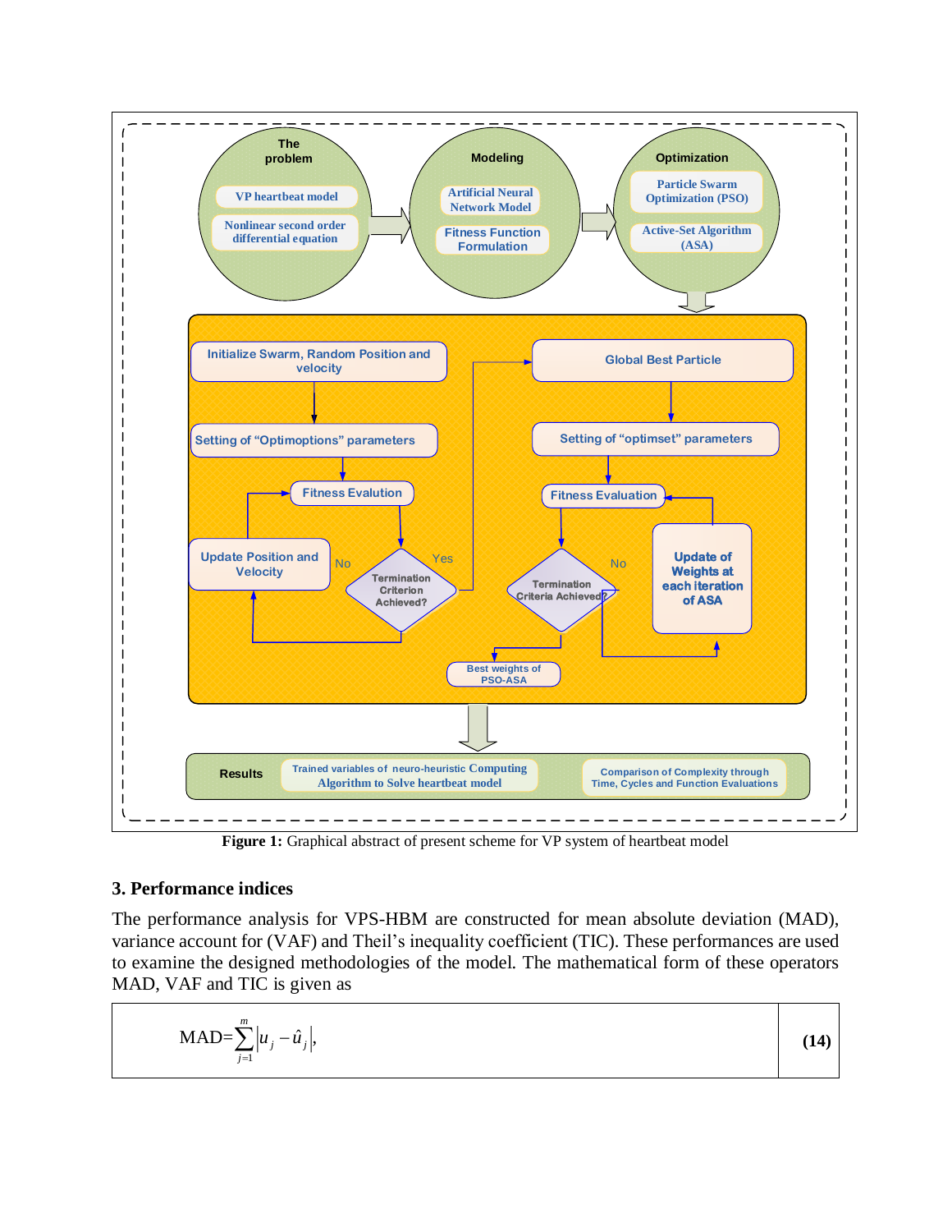**Figure 1:** Graphical abstract of present scheme for VP system of heartbeat model

## 3. Performance indices

The performance analysis for VPS-HBM are constructed for mean absolute deviation (MAD), variance account for (VAF) and Theil's inequality coefficient (TIC). These performances are used to examine the designed methodologies of the model. The mathematical form of these operators MAD, VAF and TIC is given as

$$\text{MAD}=\sum_{j=1}^{m}\left|u_j-\hat{u}_j\right|, \quad (14)$$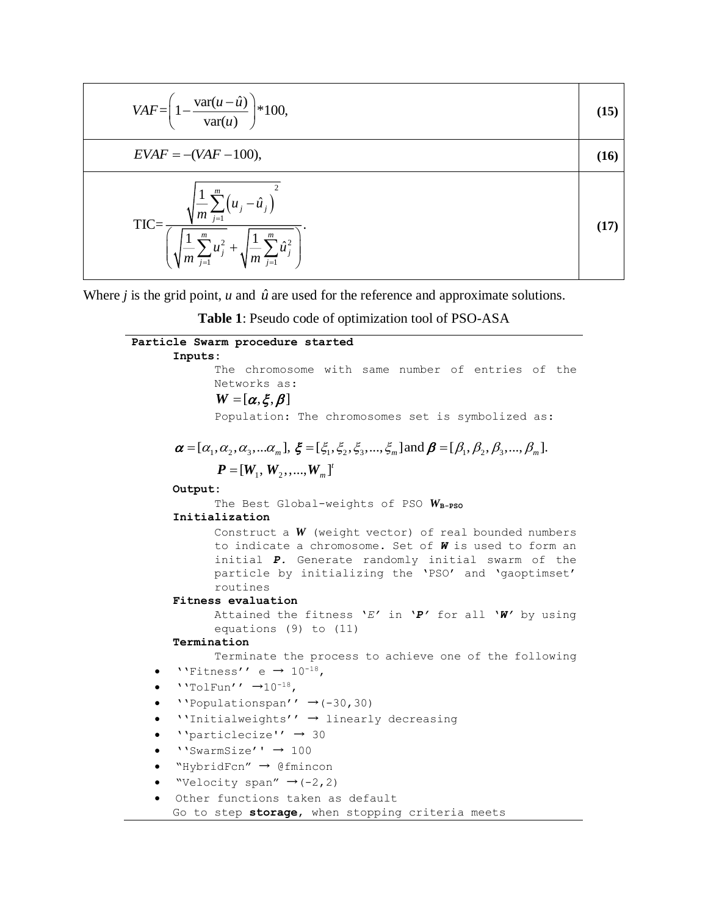| | |
|---|---|
| $$VAF=\left(1-\frac{\text{var}(u-\hat{u})}{\text{var}(u)}\right)*100,$$ | **(15)** |
| $$EVAF=-(VAF-100),$$ | **(16)** |
| $$\text{TIC}=\frac{\sqrt{\frac{1}{m}\sum_{j=1}^{m}\left(u_j-\hat{u}_j\right)^2}}{\left(\sqrt{\frac{1}{m}\sum_{j=1}^{m}u_j^2}+\sqrt{\frac{1}{m}\sum_{j=1}^{m}\hat{u}_j^2}\right)}.$$ | **(17)** |

Where *j* is the grid point, *u* and $\hat{u}$ are used for the reference and approximate solutions.

**Table 1**: Pseudo code of optimization tool of PSO-ASA

**Particle Swarm procedure started**

**Inputs:**

The chromosome with same number of entries of the Networks as:

$\boldsymbol{W}=[\boldsymbol{\alpha},\boldsymbol{\xi},\boldsymbol{\beta}]$

Population: The chromosomes set is symbolized as:

$\boldsymbol{\alpha}=[\alpha_1,\alpha_2,\alpha_3,...\alpha_m]$, $\boldsymbol{\xi}=[\xi_1,\xi_2,\xi_3,...,\xi_m]$ and $\boldsymbol{\beta}=[\beta_1,\beta_2,\beta_3,...,\beta_m]$.

$\boldsymbol{P}=[\boldsymbol{W}_1,\boldsymbol{W}_2,,...,\boldsymbol{W}_m]^t$

**Output:**

The Best Global-weights of PSO $\boldsymbol{W}_{\textbf{B-PSO}}$

**Initialization**

Construct a ***W*** (weight vector) of real bounded numbers to indicate a chromosome. Set of ***W*** is used to form an initial ***P***. Generate randomly initial swarm of the particle by initializing the 'PSO' and 'gaoptimset' routines

**Fitness evaluation**

Attained the fitness '*E*' in **'*P*'** for all **'*W*'** by using equations (9) to (11)

**Termination**

Terminate the process to achieve one of the following

- ''Fitness'' e → $10^{-18}$,
- ''TolFun'' → $10^{-18}$,
- ''Populationspan'' →(-30,30)
- ''Initialweights'' → linearly decreasing
- ''particlecize'' → 30
- ''SwarmSize'' → 100
- "HybridFcn" → @fmincon
- "Velocity span" →(-2,2)
- Other functions taken as default

Go to step **storage**, when stopping criteria meets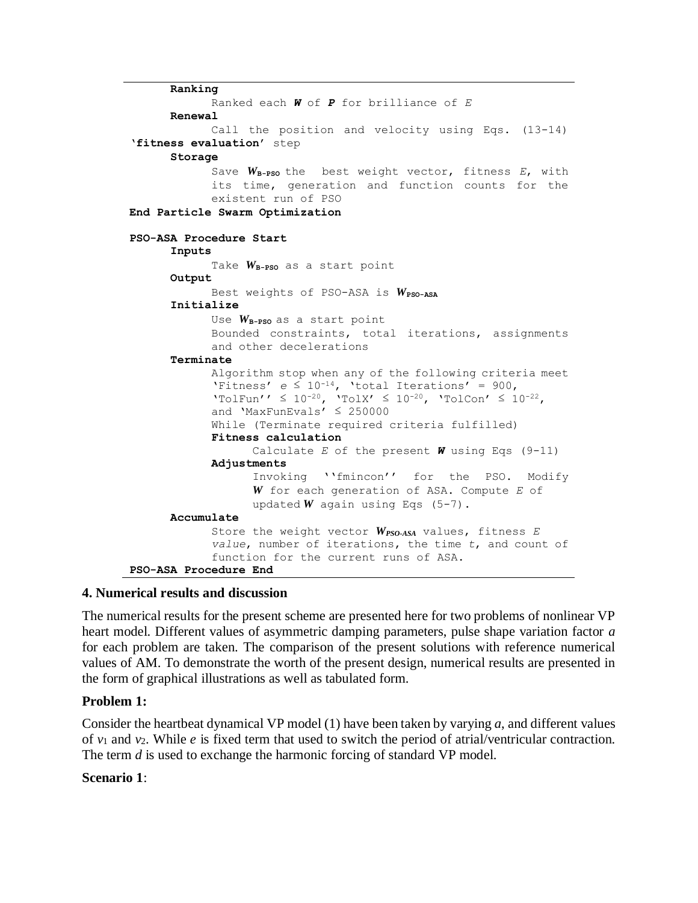```
      Ranking
            Ranked each W of P for brilliance of E
      Renewal
            Call the position and velocity using Eqs. (13-14)
'fitness evaluation' step
      Storage
            Save W_B-PSO the  best weight vector, fitness E, with
            its time, generation and function counts for the
            existent run of PSO
End Particle Swarm Optimization

PSO-ASA Procedure Start
      Inputs
            Take W_B-PSO as a start point
      Output
            Best weights of PSO-ASA is W_PSO-ASA
      Initialize
            Use W_B-PSO as a start point
            Bounded constraints, total iterations, assignments
            and other decelerations
      Terminate
            Algorithm stop when any of the following criteria meet
            'Fitness' e ≤ 10^-14, 'total Iterations' = 900,
            'TolFun'' ≤ 10^-20, 'TolX' ≤ 10^-20, 'TolCon' ≤ 10^-22,
            and 'MaxFunEvals' ≤ 250000
            While (Terminate required criteria fulfilled)
            Fitness calculation
                  Calculate E of the present W using Eqs (9-11)
            Adjustments
                  Invoking ''fmincon'' for the PSO. Modify
                  W for each generation of ASA. Compute E of
                  updated W again using Eqs (5-7).
      Accumulate
            Store the weight vector W_PSO-ASA values, fitness E
            value, number of iterations, the time t, and count of
            function for the current runs of ASA.
PSO-ASA Procedure End
```

## 4. Numerical results and discussion

The numerical results for the present scheme are presented here for two problems of nonlinear VP heart model. Different values of asymmetric damping parameters, pulse shape variation factor $a$ for each problem are taken. The comparison of the present solutions with reference numerical values of AM. To demonstrate the worth of the present design, numerical results are presented in the form of graphical illustrations as well as tabulated form.

### Problem 1:

Consider the heartbeat dynamical VP model (1) have been taken by varying $a$, and different values of $v_1$ and $v_2$. While $e$ is fixed term that used to switch the period of atrial/ventricular contraction. The term $d$ is used to exchange the harmonic forcing of standard VP model.

**Scenario 1**: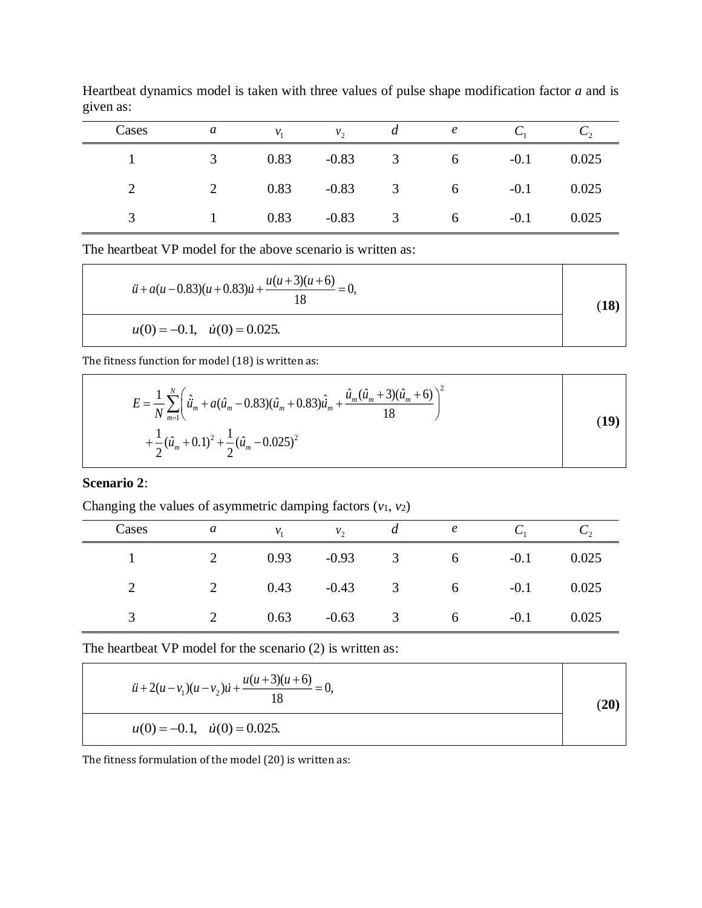Heartbeat dynamics model is taken with three values of pulse shape modification factor *a* and is given as:

| Cases | $a$ | $v_1$ | $v_2$ | $d$ | $e$ | $C_1$ | $C_2$ |
|---|---|---|---|---|---|---|---|
| 1 | 3 | 0.83 | -0.83 | 3 | 6 | -0.1 | 0.025 |
| 2 | 2 | 0.83 | -0.83 | 3 | 6 | -0.1 | 0.025 |
| 3 | 1 | 0.83 | -0.83 | 3 | 6 | -0.1 | 0.025 |

The heartbeat VP model for the above scenario is written as:

$$\ddot{u} + a(u-0.83)(u+0.83)\dot{u} + \frac{u(u+3)(u+6)}{18} = 0,$$
$$u(0) = -0.1, \quad \dot{u}(0) = 0.025. \tag{18}$$

The fitness function for model (18) is written as:

$$E = \frac{1}{N}\sum_{m=1}^{N}\left(\ddot{\hat{u}}_m + a(\hat{u}_m - 0.83)(\hat{u}_m + 0.83)\dot{\hat{u}}_m + \frac{\hat{u}_m(\hat{u}_m+3)(\hat{u}_m+6)}{18}\right)^2 + \frac{1}{2}(\hat{u}_m + 0.1)^2 + \frac{1}{2}(\hat{u}_m - 0.025)^2 \tag{19}$$

**Scenario 2**:

Changing the values of asymmetric damping factors ($v_1$, $v_2$)

| Cases | $a$ | $v_1$ | $v_2$ | $d$ | $e$ | $C_1$ | $C_2$ |
|---|---|---|---|---|---|---|---|
| 1 | 2 | 0.93 | -0.93 | 3 | 6 | -0.1 | 0.025 |
| 2 | 2 | 0.43 | -0.43 | 3 | 6 | -0.1 | 0.025 |
| 3 | 2 | 0.63 | -0.63 | 3 | 6 | -0.1 | 0.025 |

The heartbeat VP model for the scenario (2) is written as:

$$\ddot{u} + 2(u-v_1)(u-v_2)\dot{u} + \frac{u(u+3)(u+6)}{18} = 0,$$
$$u(0) = -0.1, \quad \dot{u}(0) = 0.025. \tag{20}$$

The fitness formulation of the model (20) is written as: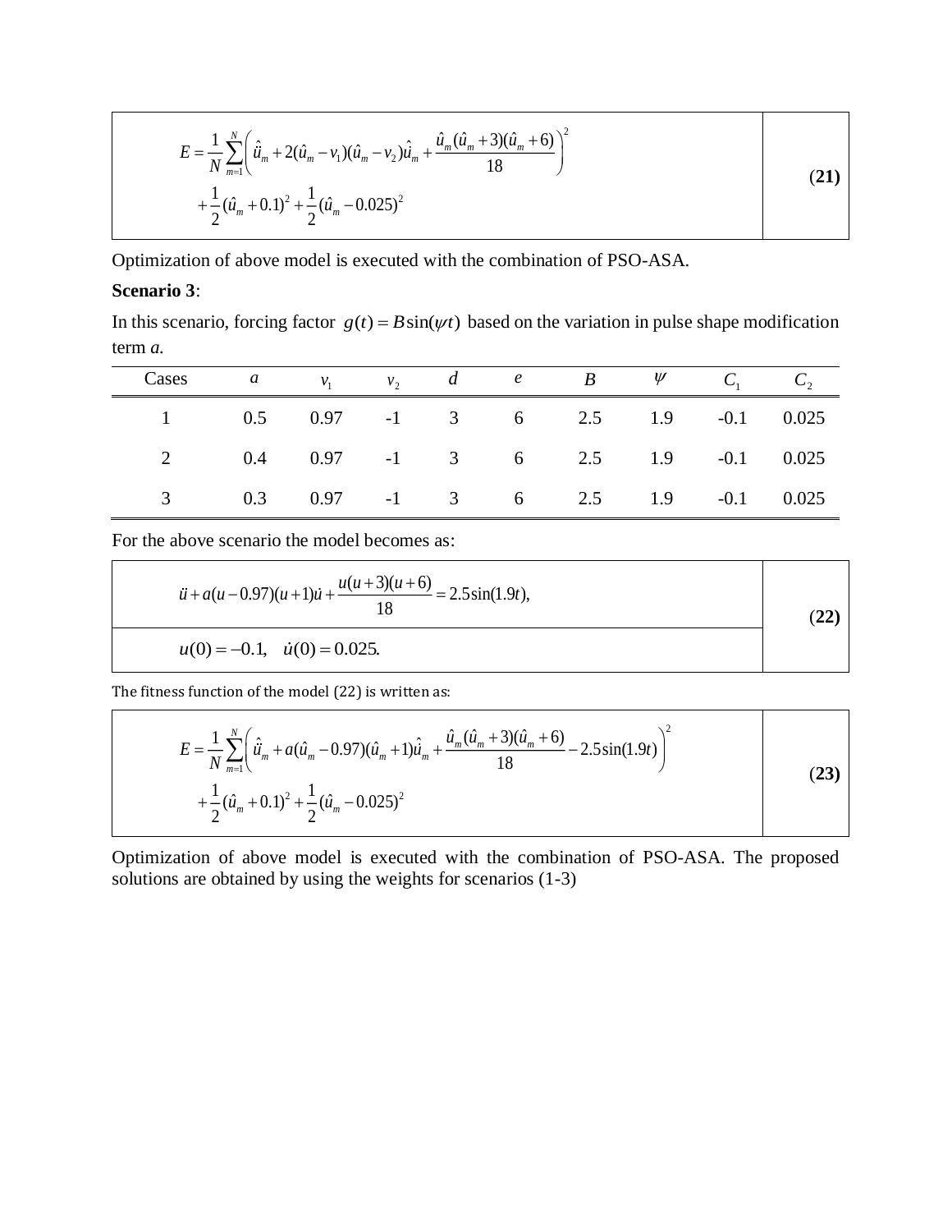$$E=\frac{1}{N}\sum_{m=1}^{N}\left(\hat{\ddot{u}}_m+2(\hat{u}_m-v_1)(\hat{u}_m-v_2)\hat{\dot{u}}_m+\frac{\hat{u}_m(\hat{u}_m+3)(\hat{u}_m+6)}{18}\right)^2 +\frac{1}{2}(\hat{u}_m+0.1)^2+\frac{1}{2}(\hat{u}_m-0.025)^2 \tag{21}$$

Optimization of above model is executed with the combination of PSO-ASA.

**Scenario 3**:

In this scenario, forcing factor $g(t)=B\sin(\psi t)$ based on the variation in pulse shape modification term *a*.

| Cases | $a$ | $v_1$ | $v_2$ | $d$ | $e$ | $B$ | $\psi$ | $C_1$ | $C_2$ |
|---|---|---|---|---|---|---|---|---|---|
| 1 | 0.5 | 0.97 | -1 | 3 | 6 | 2.5 | 1.9 | -0.1 | 0.025 |
| 2 | 0.4 | 0.97 | -1 | 3 | 6 | 2.5 | 1.9 | -0.1 | 0.025 |
| 3 | 0.3 | 0.97 | -1 | 3 | 6 | 2.5 | 1.9 | -0.1 | 0.025 |

For the above scenario the model becomes as:

$$\ddot{u}+a(u-0.97)(u+1)\dot{u}+\frac{u(u+3)(u+6)}{18}=2.5\sin(1.9t), \qquad u(0)=-0.1,\quad \dot{u}(0)=0.025. \tag{22}$$

The fitness function of the model (22) is written as:

$$E=\frac{1}{N}\sum_{m=1}^{N}\left(\hat{\ddot{u}}_m+a(\hat{u}_m-0.97)(\hat{u}_m+1)\hat{\dot{u}}_m+\frac{\hat{u}_m(\hat{u}_m+3)(\hat{u}_m+6)}{18}-2.5\sin(1.9t)\right)^2 +\frac{1}{2}(\hat{u}_m+0.1)^2+\frac{1}{2}(\hat{u}_m-0.025)^2 \tag{23}$$

Optimization of above model is executed with the combination of PSO-ASA. The proposed solutions are obtained by using the weights for scenarios (1-3)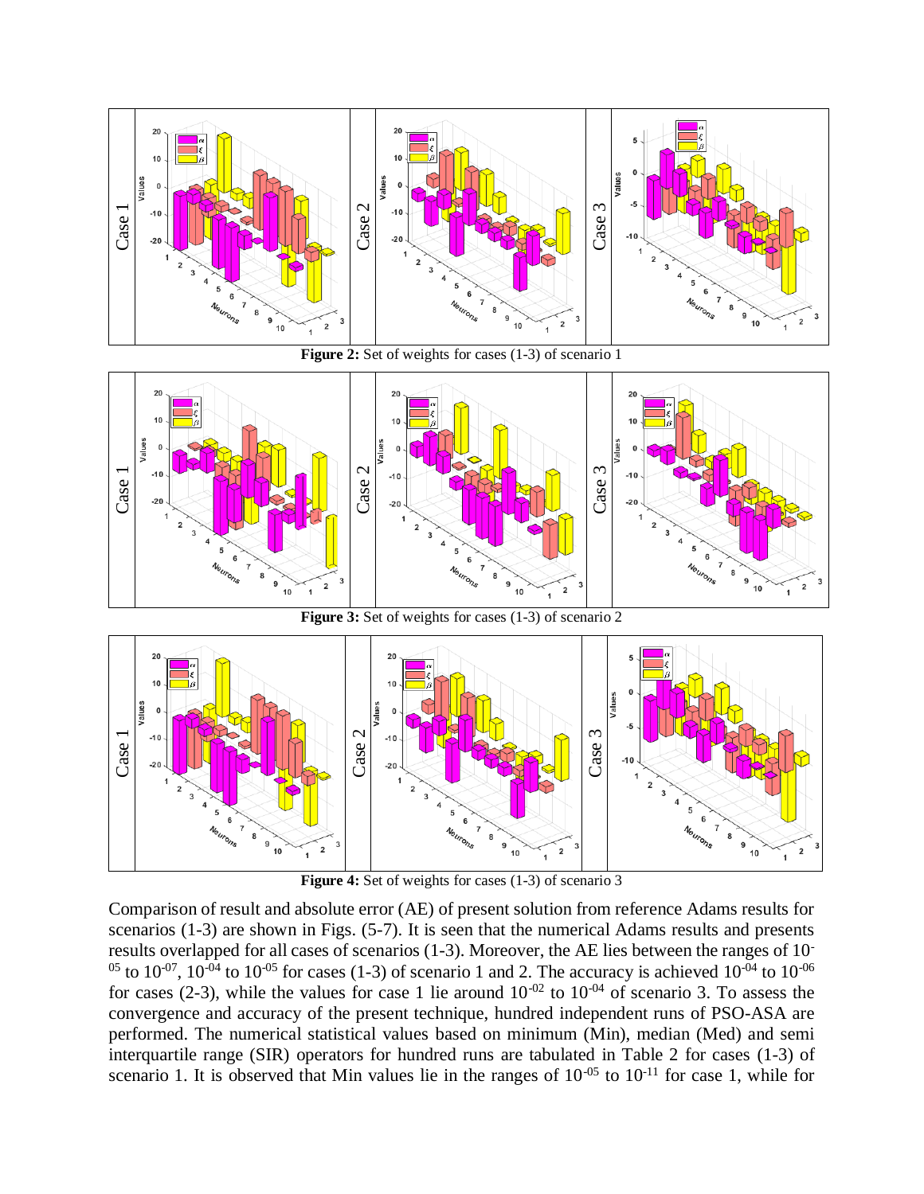**Figure 2:** Set of weights for cases (1-3) of scenario 1

**Figure 3:** Set of weights for cases (1-3) of scenario 2

**Figure 4:** Set of weights for cases (1-3) of scenario 3

Comparison of result and absolute error (AE) of present solution from reference Adams results for scenarios (1-3) are shown in Figs. (5-7). It is seen that the numerical Adams results and presents results overlapped for all cases of scenarios (1-3). Moreover, the AE lies between the ranges of $10^{-05}$ to $10^{-07}$, $10^{-04}$ to $10^{-05}$ for cases (1-3) of scenario 1 and 2. The accuracy is achieved $10^{-04}$ to $10^{-06}$ for cases (2-3), while the values for case 1 lie around $10^{-02}$ to $10^{-04}$ of scenario 3. To assess the convergence and accuracy of the present technique, hundred independent runs of PSO-ASA are performed. The numerical statistical values based on minimum (Min), median (Med) and semi interquartile range (SIR) operators for hundred runs are tabulated in Table 2 for cases (1-3) of scenario 1. It is observed that Min values lie in the ranges of $10^{-05}$ to $10^{-11}$ for case 1, while for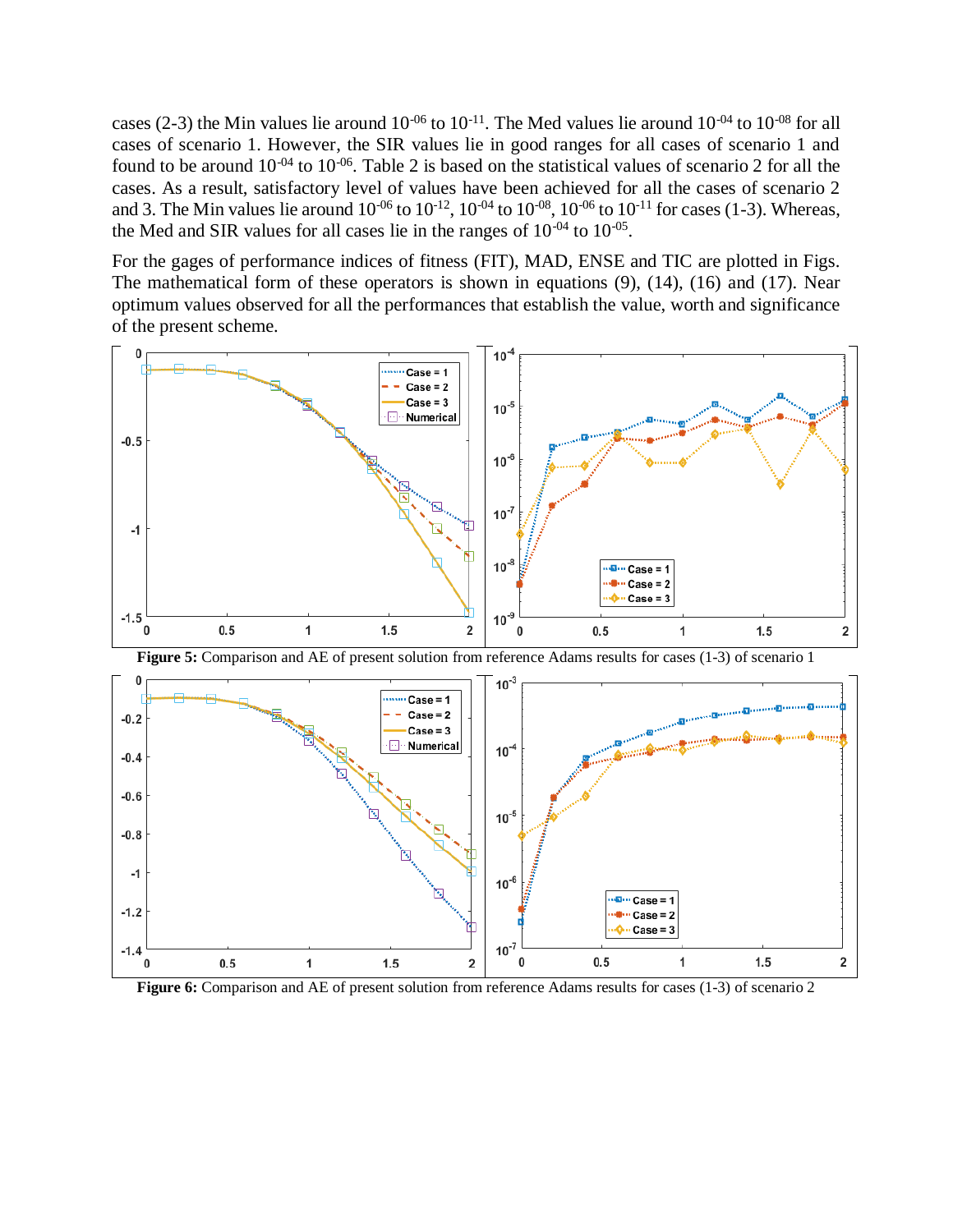cases (2-3) the Min values lie around $10^{-06}$ to $10^{-11}$. The Med values lie around $10^{-04}$ to $10^{-08}$ for all cases of scenario 1. However, the SIR values lie in good ranges for all cases of scenario 1 and found to be around $10^{-04}$ to $10^{-06}$. Table 2 is based on the statistical values of scenario 2 for all the cases. As a result, satisfactory level of values have been achieved for all the cases of scenario 2 and 3. The Min values lie around $10^{-06}$ to $10^{-12}$, $10^{-04}$ to $10^{-08}$, $10^{-06}$ to $10^{-11}$ for cases (1-3). Whereas, the Med and SIR values for all cases lie in the ranges of $10^{-04}$ to $10^{-05}$.

For the gages of performance indices of fitness (FIT), MAD, ENSE and TIC are plotted in Figs. The mathematical form of these operators is shown in equations (9), (14), (16) and (17). Near optimum values observed for all the performances that establish the value, worth and significance of the present scheme.

**Figure 5:** Comparison and AE of present solution from reference Adams results for cases (1-3) of scenario 1

**Figure 6:** Comparison and AE of present solution from reference Adams results for cases (1-3) of scenario 2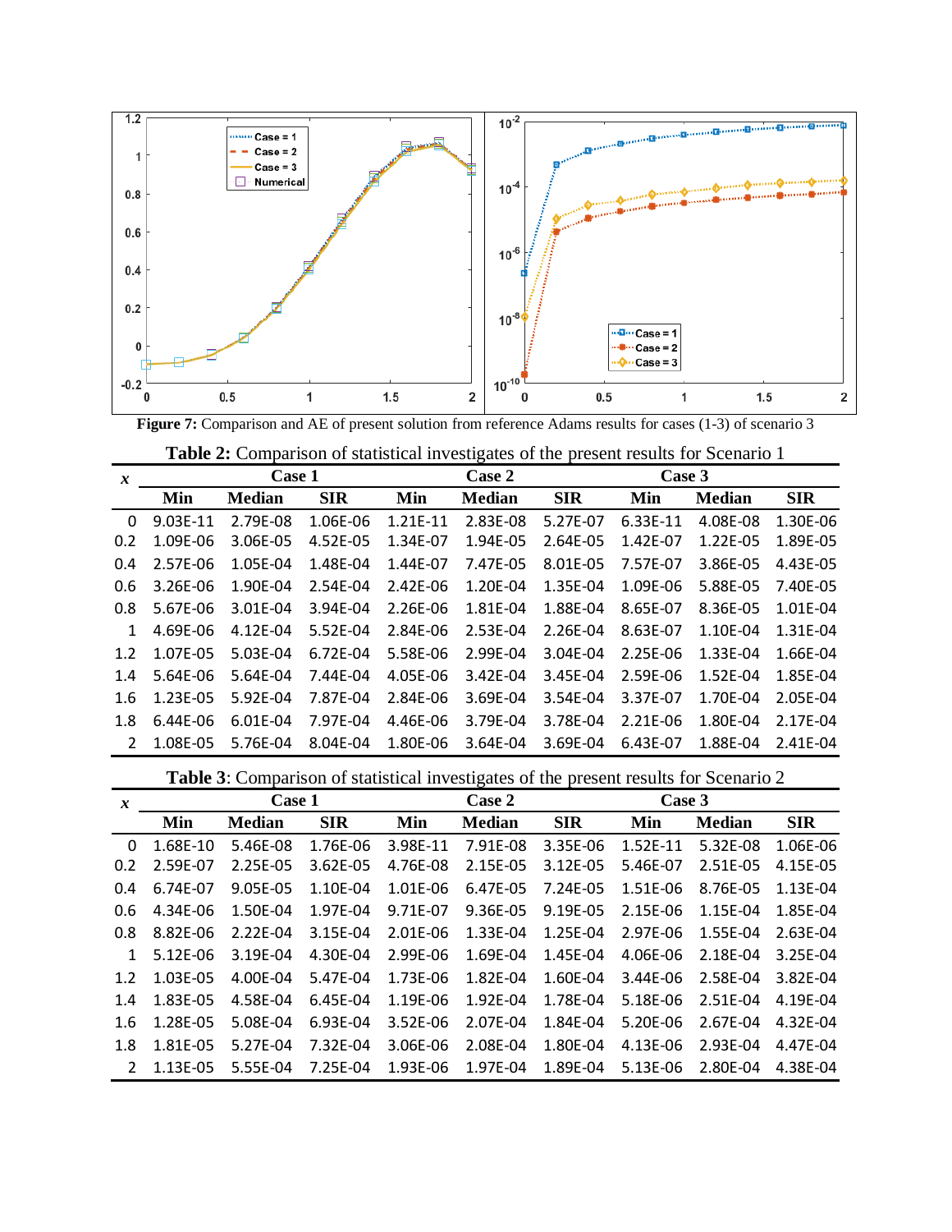**Figure 7:** Comparison and AE of present solution from reference Adams results for cases (1-3) of scenario 3

**Table 2:** Comparison of statistical investigates of the present results for Scenario 1

| *x* | Case 1 | | | Case 2 | | | Case 3 | | |
|---|---|---|---|---|---|---|---|---|---|
| | Min | Median | SIR | Min | Median | SIR | Min | Median | SIR |
| 0 | 9.03E-11 | 2.79E-08 | 1.06E-06 | 1.21E-11 | 2.83E-08 | 5.27E-07 | 6.33E-11 | 4.08E-08 | 1.30E-06 |
| 0.2 | 1.09E-06 | 3.06E-05 | 4.52E-05 | 1.34E-07 | 1.94E-05 | 2.64E-05 | 1.42E-07 | 1.22E-05 | 1.89E-05 |
| 0.4 | 2.57E-06 | 1.05E-04 | 1.48E-04 | 1.44E-07 | 7.47E-05 | 8.01E-05 | 7.57E-07 | 3.86E-05 | 4.43E-05 |
| 0.6 | 3.26E-06 | 1.90E-04 | 2.54E-04 | 2.42E-06 | 1.20E-04 | 1.35E-04 | 1.09E-06 | 5.88E-05 | 7.40E-05 |
| 0.8 | 5.67E-06 | 3.01E-04 | 3.94E-04 | 2.26E-06 | 1.81E-04 | 1.88E-04 | 8.65E-07 | 8.36E-05 | 1.01E-04 |
| 1 | 4.69E-06 | 4.12E-04 | 5.52E-04 | 2.84E-06 | 2.53E-04 | 2.26E-04 | 8.63E-07 | 1.10E-04 | 1.31E-04 |
| 1.2 | 1.07E-05 | 5.03E-04 | 6.72E-04 | 5.58E-06 | 2.99E-04 | 3.04E-04 | 2.25E-06 | 1.33E-04 | 1.66E-04 |
| 1.4 | 5.64E-06 | 5.64E-04 | 7.44E-04 | 4.05E-06 | 3.42E-04 | 3.45E-04 | 2.59E-06 | 1.52E-04 | 1.85E-04 |
| 1.6 | 1.23E-05 | 5.92E-04 | 7.87E-04 | 2.84E-06 | 3.69E-04 | 3.54E-04 | 3.37E-07 | 1.70E-04 | 2.05E-04 |
| 1.8 | 6.44E-06 | 6.01E-04 | 7.97E-04 | 4.46E-06 | 3.79E-04 | 3.78E-04 | 2.21E-06 | 1.80E-04 | 2.17E-04 |
| 2 | 1.08E-05 | 5.76E-04 | 8.04E-04 | 1.80E-06 | 3.64E-04 | 3.69E-04 | 6.43E-07 | 1.88E-04 | 2.41E-04 |

**Table 3**: Comparison of statistical investigates of the present results for Scenario 2

| *x* | Case 1 | | | Case 2 | | | Case 3 | | |
|---|---|---|---|---|---|---|---|---|---|
| | Min | Median | SIR | Min | Median | SIR | Min | Median | SIR |
| 0 | 1.68E-10 | 5.46E-08 | 1.76E-06 | 3.98E-11 | 7.91E-08 | 3.35E-06 | 1.52E-11 | 5.32E-08 | 1.06E-06 |
| 0.2 | 2.59E-07 | 2.25E-05 | 3.62E-05 | 4.76E-08 | 2.15E-05 | 3.12E-05 | 5.46E-07 | 2.51E-05 | 4.15E-05 |
| 0.4 | 6.74E-07 | 9.05E-05 | 1.10E-04 | 1.01E-06 | 6.47E-05 | 7.24E-05 | 1.51E-06 | 8.76E-05 | 1.13E-04 |
| 0.6 | 4.34E-06 | 1.50E-04 | 1.97E-04 | 9.71E-07 | 9.36E-05 | 9.19E-05 | 2.15E-06 | 1.15E-04 | 1.85E-04 |
| 0.8 | 8.82E-06 | 2.22E-04 | 3.15E-04 | 2.01E-06 | 1.33E-04 | 1.25E-04 | 2.97E-06 | 1.55E-04 | 2.63E-04 |
| 1 | 5.12E-06 | 3.19E-04 | 4.30E-04 | 2.99E-06 | 1.69E-04 | 1.45E-04 | 4.06E-06 | 2.18E-04 | 3.25E-04 |
| 1.2 | 1.03E-05 | 4.00E-04 | 5.47E-04 | 1.73E-06 | 1.82E-04 | 1.60E-04 | 3.44E-06 | 2.58E-04 | 3.82E-04 |
| 1.4 | 1.83E-05 | 4.58E-04 | 6.45E-04 | 1.19E-06 | 1.92E-04 | 1.78E-04 | 5.18E-06 | 2.51E-04 | 4.19E-04 |
| 1.6 | 1.28E-05 | 5.08E-04 | 6.93E-04 | 3.52E-06 | 2.07E-04 | 1.84E-04 | 5.20E-06 | 2.67E-04 | 4.32E-04 |
| 1.8 | 1.81E-05 | 5.27E-04 | 7.32E-04 | 3.06E-06 | 2.08E-04 | 1.80E-04 | 4.13E-06 | 2.93E-04 | 4.47E-04 |
| 2 | 1.13E-05 | 5.55E-04 | 7.25E-04 | 1.93E-06 | 1.97E-04 | 1.89E-04 | 5.13E-06 | 2.80E-04 | 4.38E-04 |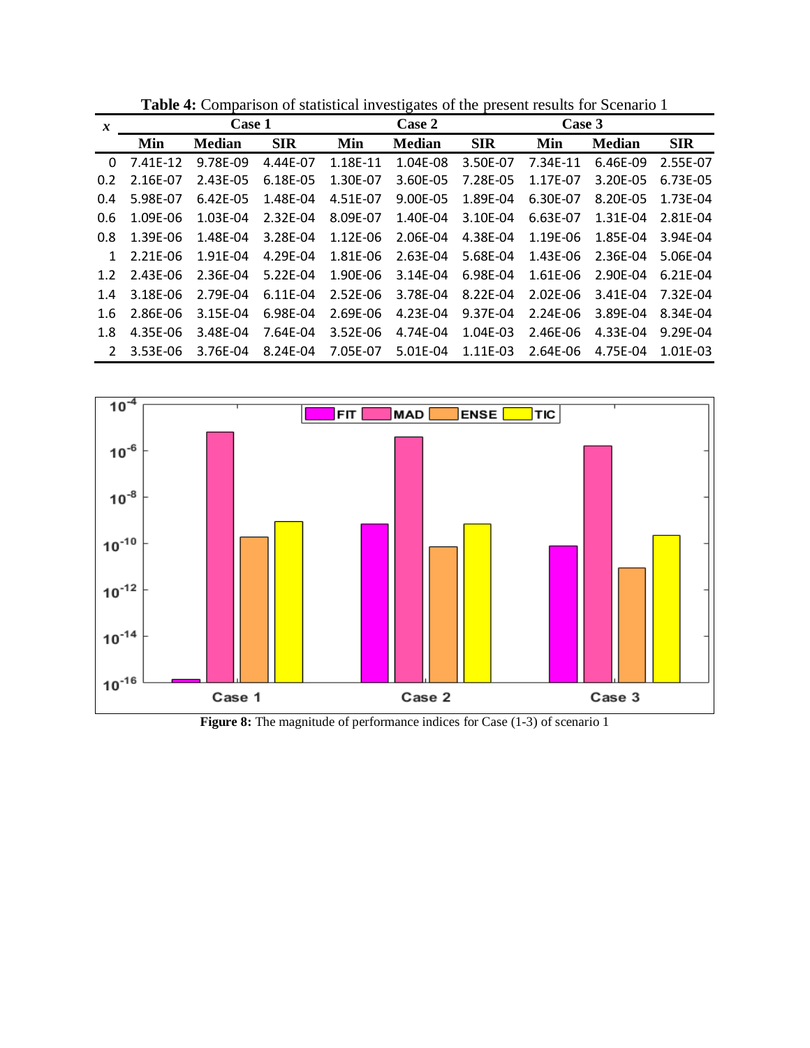**Table 4:** Comparison of statistical investigates of the present results for Scenario 1

| $x$ | Case 1 | | | Case 2 | | | Case 3 | | |
|---|---|---|---|---|---|---|---|---|---|
| | **Min** | **Median** | **SIR** | **Min** | **Median** | **SIR** | **Min** | **Median** | **SIR** |
| 0 | 7.41E-12 | 9.78E-09 | 4.44E-07 | 1.18E-11 | 1.04E-08 | 3.50E-07 | 7.34E-11 | 6.46E-09 | 2.55E-07 |
| 0.2 | 2.16E-07 | 2.43E-05 | 6.18E-05 | 1.30E-07 | 3.60E-05 | 7.28E-05 | 1.17E-07 | 3.20E-05 | 6.73E-05 |
| 0.4 | 5.98E-07 | 6.42E-05 | 1.48E-04 | 4.51E-07 | 9.00E-05 | 1.89E-04 | 6.30E-07 | 8.20E-05 | 1.73E-04 |
| 0.6 | 1.09E-06 | 1.03E-04 | 2.32E-04 | 8.09E-07 | 1.40E-04 | 3.10E-04 | 6.63E-07 | 1.31E-04 | 2.81E-04 |
| 0.8 | 1.39E-06 | 1.48E-04 | 3.28E-04 | 1.12E-06 | 2.06E-04 | 4.38E-04 | 1.19E-06 | 1.85E-04 | 3.94E-04 |
| 1 | 2.21E-06 | 1.91E-04 | 4.29E-04 | 1.81E-06 | 2.63E-04 | 5.68E-04 | 1.43E-06 | 2.36E-04 | 5.06E-04 |
| 1.2 | 2.43E-06 | 2.36E-04 | 5.22E-04 | 1.90E-06 | 3.14E-04 | 6.98E-04 | 1.61E-06 | 2.90E-04 | 6.21E-04 |
| 1.4 | 3.18E-06 | 2.79E-04 | 6.11E-04 | 2.52E-06 | 3.78E-04 | 8.22E-04 | 2.02E-06 | 3.41E-04 | 7.32E-04 |
| 1.6 | 2.86E-06 | 3.15E-04 | 6.98E-04 | 2.69E-06 | 4.23E-04 | 9.37E-04 | 2.24E-06 | 3.89E-04 | 8.34E-04 |
| 1.8 | 4.35E-06 | 3.48E-04 | 7.64E-04 | 3.52E-06 | 4.74E-04 | 1.04E-03 | 2.46E-06 | 4.33E-04 | 9.29E-04 |
| 2 | 3.53E-06 | 3.76E-04 | 8.24E-04 | 7.05E-07 | 5.01E-04 | 1.11E-03 | 2.64E-06 | 4.75E-04 | 1.01E-03 |

**Figure 8:** The magnitude of performance indices for Case (1-3) of scenario 1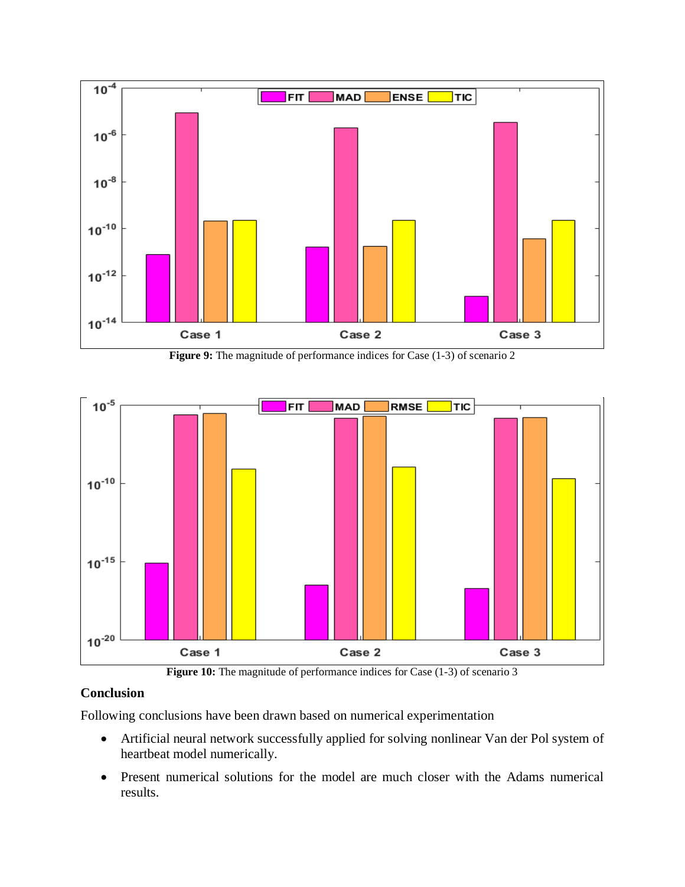**Figure 9:** The magnitude of performance indices for Case (1-3) of scenario 2

**Figure 10:** The magnitude of performance indices for Case (1-3) of scenario 3

## Conclusion

Following conclusions have been drawn based on numerical experimentation

- Artificial neural network successfully applied for solving nonlinear Van der Pol system of heartbeat model numerically.
- Present numerical solutions for the model are much closer with the Adams numerical results.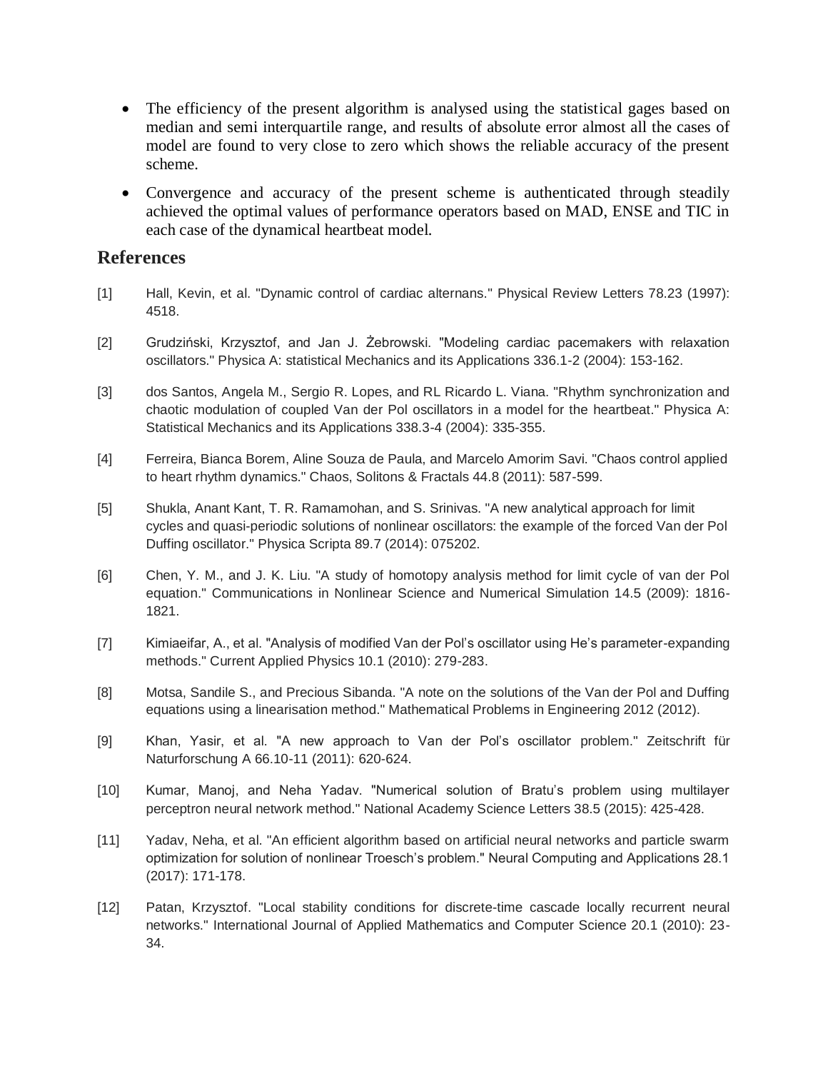- The efficiency of the present algorithm is analysed using the statistical gages based on median and semi interquartile range, and results of absolute error almost all the cases of model are found to very close to zero which shows the reliable accuracy of the present scheme.
- Convergence and accuracy of the present scheme is authenticated through steadily achieved the optimal values of performance operators based on MAD, ENSE and TIC in each case of the dynamical heartbeat model.

## References

[1] Hall, Kevin, et al. "Dynamic control of cardiac alternans." Physical Review Letters 78.23 (1997): 4518.

[2] Grudziński, Krzysztof, and Jan J. Żebrowski. "Modeling cardiac pacemakers with relaxation oscillators." Physica A: statistical Mechanics and its Applications 336.1-2 (2004): 153-162.

[3] dos Santos, Angela M., Sergio R. Lopes, and RL Ricardo L. Viana. "Rhythm synchronization and chaotic modulation of coupled Van der Pol oscillators in a model for the heartbeat." Physica A: Statistical Mechanics and its Applications 338.3-4 (2004): 335-355.

[4] Ferreira, Bianca Borem, Aline Souza de Paula, and Marcelo Amorim Savi. "Chaos control applied to heart rhythm dynamics." Chaos, Solitons & Fractals 44.8 (2011): 587-599.

[5] Shukla, Anant Kant, T. R. Ramamohan, and S. Srinivas. "A new analytical approach for limit cycles and quasi-periodic solutions of nonlinear oscillators: the example of the forced Van der Pol Duffing oscillator." Physica Scripta 89.7 (2014): 075202.

[6] Chen, Y. M., and J. K. Liu. "A study of homotopy analysis method for limit cycle of van der Pol equation." Communications in Nonlinear Science and Numerical Simulation 14.5 (2009): 1816-1821.

[7] Kimiaeifar, A., et al. "Analysis of modified Van der Pol's oscillator using He's parameter-expanding methods." Current Applied Physics 10.1 (2010): 279-283.

[8] Motsa, Sandile S., and Precious Sibanda. "A note on the solutions of the Van der Pol and Duffing equations using a linearisation method." Mathematical Problems in Engineering 2012 (2012).

[9] Khan, Yasir, et al. "A new approach to Van der Pol's oscillator problem." Zeitschrift für Naturforschung A 66.10-11 (2011): 620-624.

[10] Kumar, Manoj, and Neha Yadav. "Numerical solution of Bratu's problem using multilayer perceptron neural network method." National Academy Science Letters 38.5 (2015): 425-428.

[11] Yadav, Neha, et al. "An efficient algorithm based on artificial neural networks and particle swarm optimization for solution of nonlinear Troesch's problem." Neural Computing and Applications 28.1 (2017): 171-178.

[12] Patan, Krzysztof. "Local stability conditions for discrete-time cascade locally recurrent neural networks." International Journal of Applied Mathematics and Computer Science 20.1 (2010): 23-34.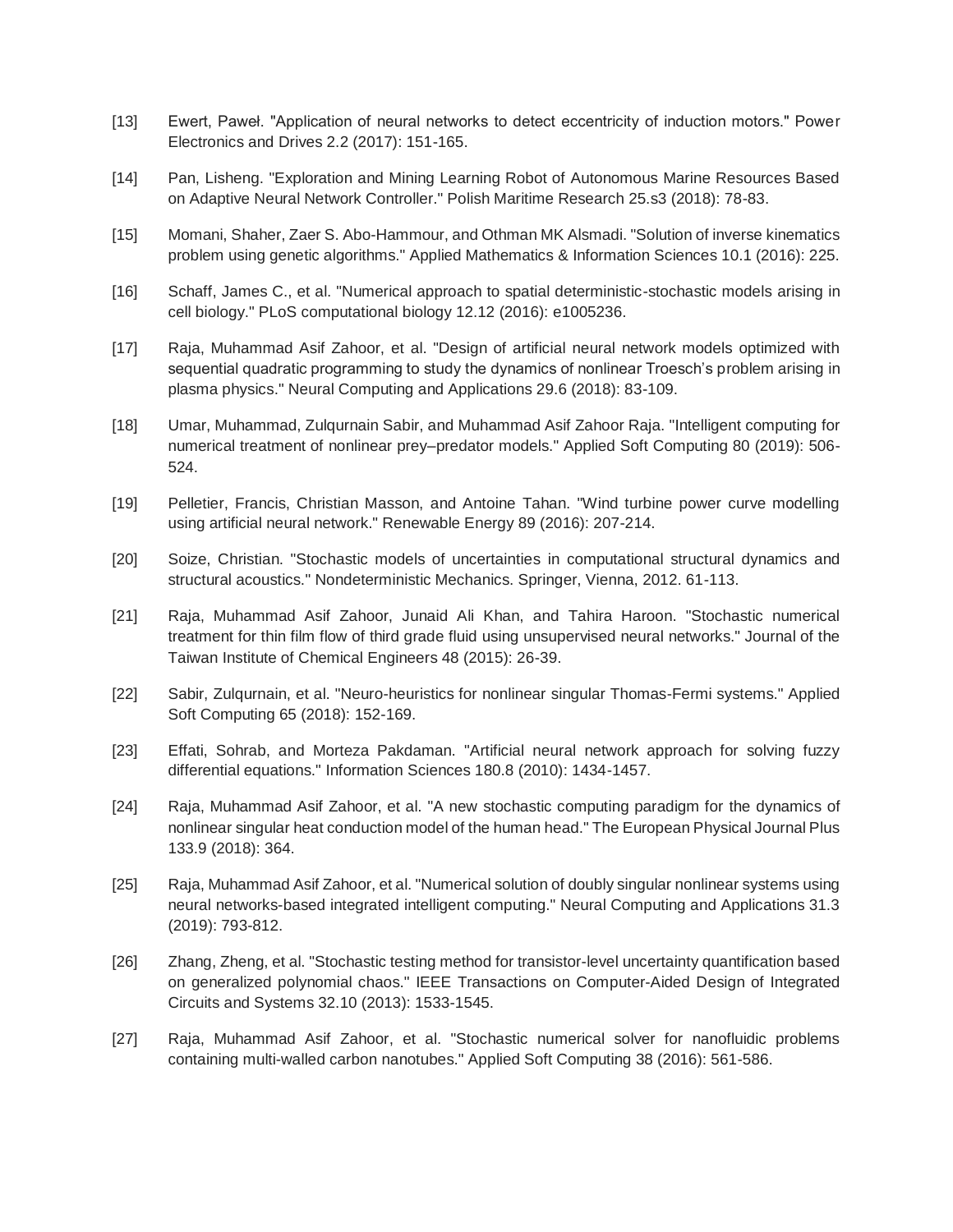[13] Ewert, Paweł. "Application of neural networks to detect eccentricity of induction motors." Power Electronics and Drives 2.2 (2017): 151-165.

[14] Pan, Lisheng. "Exploration and Mining Learning Robot of Autonomous Marine Resources Based on Adaptive Neural Network Controller." Polish Maritime Research 25.s3 (2018): 78-83.

[15] Momani, Shaher, Zaer S. Abo-Hammour, and Othman MK Alsmadi. "Solution of inverse kinematics problem using genetic algorithms." Applied Mathematics & Information Sciences 10.1 (2016): 225.

[16] Schaff, James C., et al. "Numerical approach to spatial deterministic-stochastic models arising in cell biology." PLoS computational biology 12.12 (2016): e1005236.

[17] Raja, Muhammad Asif Zahoor, et al. "Design of artificial neural network models optimized with sequential quadratic programming to study the dynamics of nonlinear Troesch's problem arising in plasma physics." Neural Computing and Applications 29.6 (2018): 83-109.

[18] Umar, Muhammad, Zulqurnain Sabir, and Muhammad Asif Zahoor Raja. "Intelligent computing for numerical treatment of nonlinear prey–predator models." Applied Soft Computing 80 (2019): 506-524.

[19] Pelletier, Francis, Christian Masson, and Antoine Tahan. "Wind turbine power curve modelling using artificial neural network." Renewable Energy 89 (2016): 207-214.

[20] Soize, Christian. "Stochastic models of uncertainties in computational structural dynamics and structural acoustics." Nondeterministic Mechanics. Springer, Vienna, 2012. 61-113.

[21] Raja, Muhammad Asif Zahoor, Junaid Ali Khan, and Tahira Haroon. "Stochastic numerical treatment for thin film flow of third grade fluid using unsupervised neural networks." Journal of the Taiwan Institute of Chemical Engineers 48 (2015): 26-39.

[22] Sabir, Zulqurnain, et al. "Neuro-heuristics for nonlinear singular Thomas-Fermi systems." Applied Soft Computing 65 (2018): 152-169.

[23] Effati, Sohrab, and Morteza Pakdaman. "Artificial neural network approach for solving fuzzy differential equations." Information Sciences 180.8 (2010): 1434-1457.

[24] Raja, Muhammad Asif Zahoor, et al. "A new stochastic computing paradigm for the dynamics of nonlinear singular heat conduction model of the human head." The European Physical Journal Plus 133.9 (2018): 364.

[25] Raja, Muhammad Asif Zahoor, et al. "Numerical solution of doubly singular nonlinear systems using neural networks-based integrated intelligent computing." Neural Computing and Applications 31.3 (2019): 793-812.

[26] Zhang, Zheng, et al. "Stochastic testing method for transistor-level uncertainty quantification based on generalized polynomial chaos." IEEE Transactions on Computer-Aided Design of Integrated Circuits and Systems 32.10 (2013): 1533-1545.

[27] Raja, Muhammad Asif Zahoor, et al. "Stochastic numerical solver for nanofluidic problems containing multi-walled carbon nanotubes." Applied Soft Computing 38 (2016): 561-586.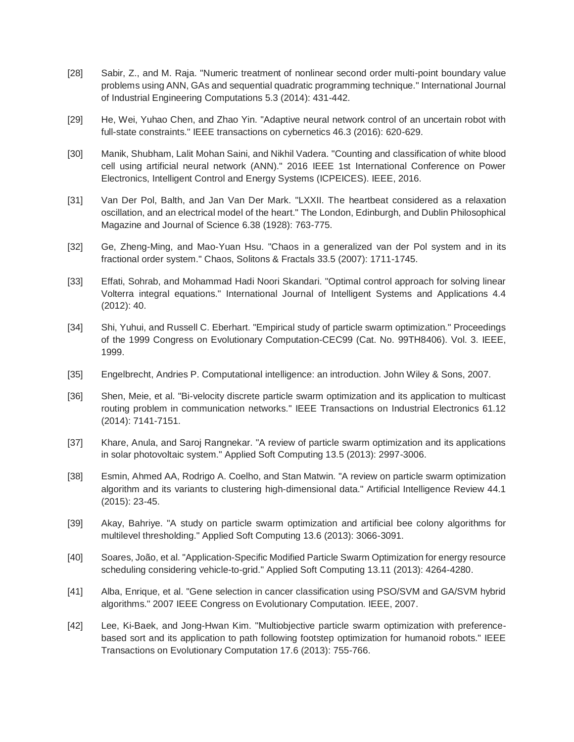[28] Sabir, Z., and M. Raja. "Numeric treatment of nonlinear second order multi-point boundary value problems using ANN, GAs and sequential quadratic programming technique." International Journal of Industrial Engineering Computations 5.3 (2014): 431-442.

[29] He, Wei, Yuhao Chen, and Zhao Yin. "Adaptive neural network control of an uncertain robot with full-state constraints." IEEE transactions on cybernetics 46.3 (2016): 620-629.

[30] Manik, Shubham, Lalit Mohan Saini, and Nikhil Vadera. "Counting and classification of white blood cell using artificial neural network (ANN)." 2016 IEEE 1st International Conference on Power Electronics, Intelligent Control and Energy Systems (ICPEICES). IEEE, 2016.

[31] Van Der Pol, Balth, and Jan Van Der Mark. "LXXII. The heartbeat considered as a relaxation oscillation, and an electrical model of the heart." The London, Edinburgh, and Dublin Philosophical Magazine and Journal of Science 6.38 (1928): 763-775.

[32] Ge, Zheng-Ming, and Mao-Yuan Hsu. "Chaos in a generalized van der Pol system and in its fractional order system." Chaos, Solitons & Fractals 33.5 (2007): 1711-1745.

[33] Effati, Sohrab, and Mohammad Hadi Noori Skandari. "Optimal control approach for solving linear Volterra integral equations." International Journal of Intelligent Systems and Applications 4.4 (2012): 40.

[34] Shi, Yuhui, and Russell C. Eberhart. "Empirical study of particle swarm optimization." Proceedings of the 1999 Congress on Evolutionary Computation-CEC99 (Cat. No. 99TH8406). Vol. 3. IEEE, 1999.

[35] Engelbrecht, Andries P. Computational intelligence: an introduction. John Wiley & Sons, 2007.

[36] Shen, Meie, et al. "Bi-velocity discrete particle swarm optimization and its application to multicast routing problem in communication networks." IEEE Transactions on Industrial Electronics 61.12 (2014): 7141-7151.

[37] Khare, Anula, and Saroj Rangnekar. "A review of particle swarm optimization and its applications in solar photovoltaic system." Applied Soft Computing 13.5 (2013): 2997-3006.

[38] Esmin, Ahmed AA, Rodrigo A. Coelho, and Stan Matwin. "A review on particle swarm optimization algorithm and its variants to clustering high-dimensional data." Artificial Intelligence Review 44.1 (2015): 23-45.

[39] Akay, Bahriye. "A study on particle swarm optimization and artificial bee colony algorithms for multilevel thresholding." Applied Soft Computing 13.6 (2013): 3066-3091.

[40] Soares, João, et al. "Application-Specific Modified Particle Swarm Optimization for energy resource scheduling considering vehicle-to-grid." Applied Soft Computing 13.11 (2013): 4264-4280.

[41] Alba, Enrique, et al. "Gene selection in cancer classification using PSO/SVM and GA/SVM hybrid algorithms." 2007 IEEE Congress on Evolutionary Computation. IEEE, 2007.

[42] Lee, Ki-Baek, and Jong-Hwan Kim. "Multiobjective particle swarm optimization with preference-based sort and its application to path following footstep optimization for humanoid robots." IEEE Transactions on Evolutionary Computation 17.6 (2013): 755-766.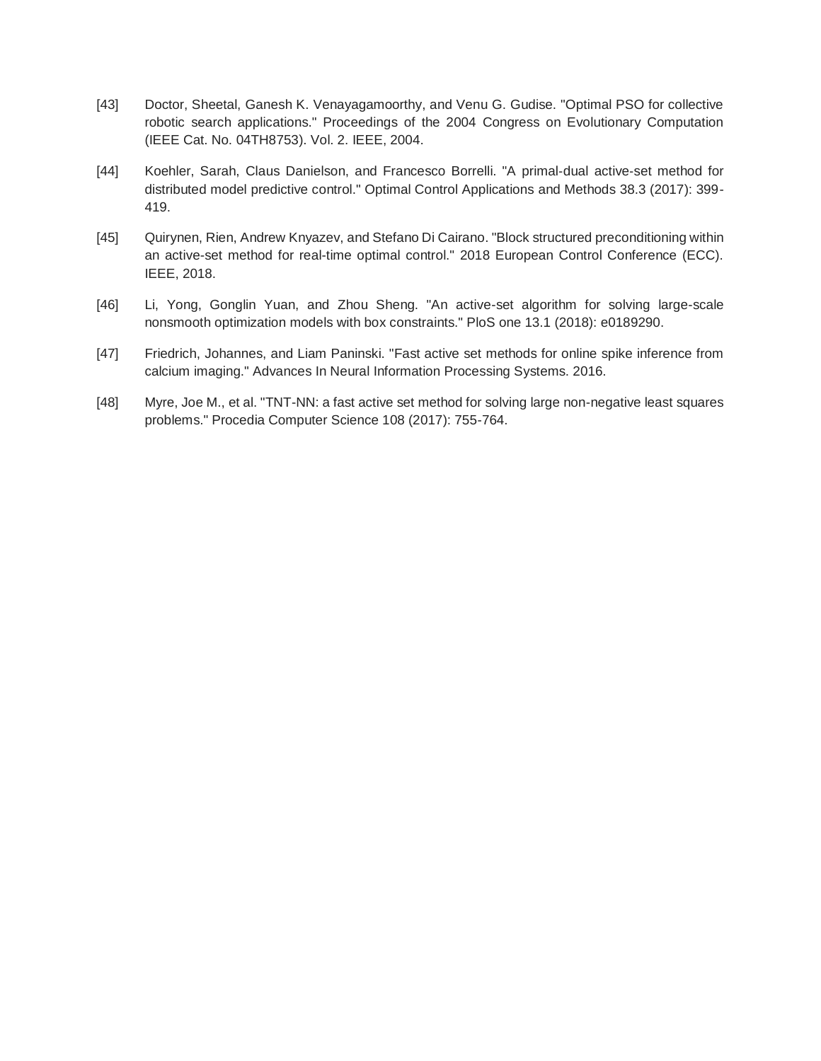[43] Doctor, Sheetal, Ganesh K. Venayagamoorthy, and Venu G. Gudise. "Optimal PSO for collective robotic search applications." Proceedings of the 2004 Congress on Evolutionary Computation (IEEE Cat. No. 04TH8753). Vol. 2. IEEE, 2004.

[44] Koehler, Sarah, Claus Danielson, and Francesco Borrelli. "A primal-dual active-set method for distributed model predictive control." Optimal Control Applications and Methods 38.3 (2017): 399-419.

[45] Quirynen, Rien, Andrew Knyazev, and Stefano Di Cairano. "Block structured preconditioning within an active-set method for real-time optimal control." 2018 European Control Conference (ECC). IEEE, 2018.

[46] Li, Yong, Gonglin Yuan, and Zhou Sheng. "An active-set algorithm for solving large-scale nonsmooth optimization models with box constraints." PloS one 13.1 (2018): e0189290.

[47] Friedrich, Johannes, and Liam Paninski. "Fast active set methods for online spike inference from calcium imaging." Advances In Neural Information Processing Systems. 2016.

[48] Myre, Joe M., et al. "TNT-NN: a fast active set method for solving large non-negative least squares problems." Procedia Computer Science 108 (2017): 755-764.